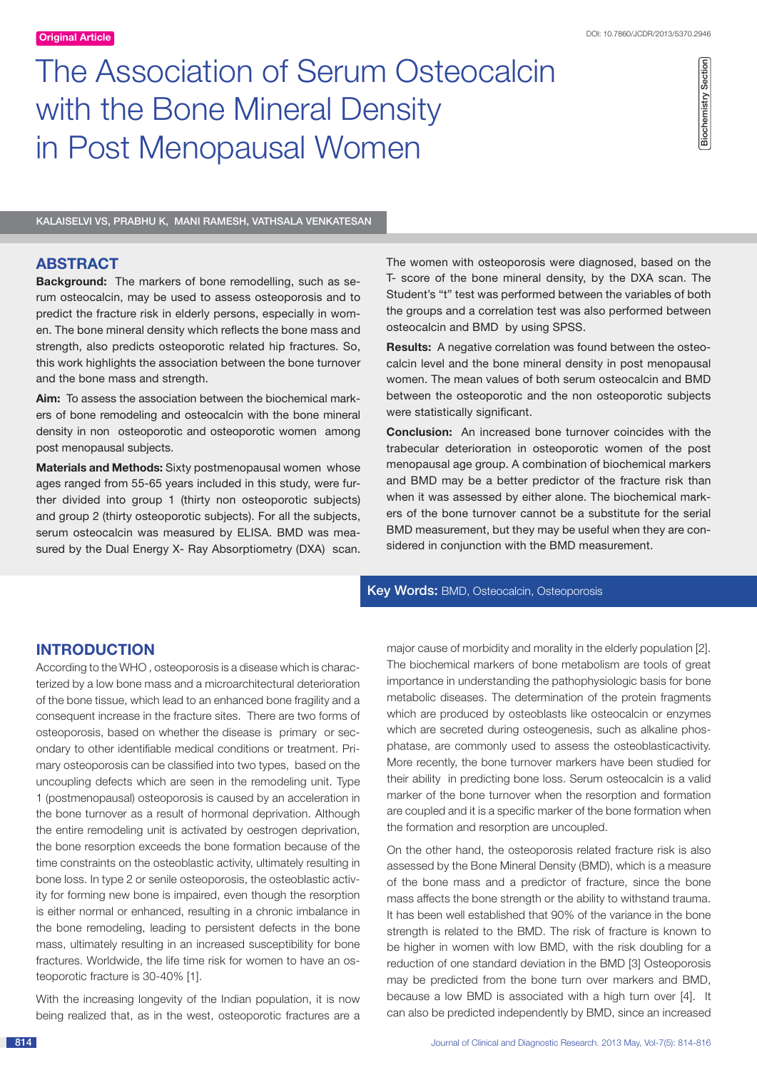Original Article

DOI: 10.7860/JCDR/2013/5370.2946

Biochemistry Section

# The Association of Serum Osteocalcin with the Bone Mineral Density in Post Menopausal Women

KALAISELVI VS, PRABHU K, MANI RAMESH, VATHSALA VENKATESAN

## ABSTRACT

**Background:** The markers of bone remodelling, such as serum osteocalcin, may be used to assess osteoporosis and to predict the fracture risk in elderly persons, especially in women. The bone mineral density which reflects the bone mass and strength, also predicts osteoporotic related hip fractures. So, this work highlights the association between the bone turnover and the bone mass and strength.

**Aim:** To assess the association between the biochemical markers of bone remodeling and osteocalcin with the bone mineral density in non osteoporotic and osteoporotic women among post menopausal subjects.

**Materials and Methods:** Sixty postmenopausal women whose ages ranged from 55-65 years included in this study, were further divided into group 1 (thirty non osteoporotic subjects) and group 2 (thirty osteoporotic subjects). For all the subjects, serum osteocalcin was measured by ELISA. BMD was measured by the Dual Energy X- Ray Absorptiometry (DXA) scan. The women with osteoporosis were diagnosed, based on the T- score of the bone mineral density, by the DXA scan. The Student's "t" test was performed between the variables of both the groups and a correlation test was also performed between osteocalcin and BMD by using SPSS.

**Results:** A negative correlation was found between the osteocalcin level and the bone mineral density in post menopausal women. The mean values of both serum osteocalcin and BMD between the osteoporotic and the non osteoporotic subjects were statistically significant.

**Conclusion:** An increased bone turnover coincides with the trabecular deterioration in osteoporotic women of the post menopausal age group. A combination of biochemical markers and BMD may be a better predictor of the fracture risk than when it was assessed by either alone. The biochemical markers of the bone turnover cannot be a substitute for the serial BMD measurement, but they may be useful when they are considered in conjunction with the BMD measurement.

**Key Words:** BMD, Osteocalcin, Osteoporosis

## INTRODUCTION

According to the WHO , osteoporosis is a disease which is characterized by a low bone mass and a microarchitectural deterioration of the bone tissue, which lead to an enhanced bone fragility and a consequent increase in the fracture sites. There are two forms of osteoporosis, based on whether the disease is primary or secondary to other identifiable medical conditions or treatment. Primary osteoporosis can be classified into two types, based on the uncoupling defects which are seen in the remodelling unit. Type 1 (postmenopausal) osteoporosis is caused by an acceleration in the bone turnover as a result of hormonal deprivation. Although the entire remodeling unit is activated by oestrogen deprivation, the bone resorption exceeds the bone formation because of the time constraints on the osteoblastic activity, ultimately resulting in bone loss. In type 2 or senile osteoporosis, the osteoblastic activity for forming new bone is impaired, even though the resorption is either normal or enhanced, resulting in a chronic imbalance in the bone remodeling, leading to persistent defects in the bone mass, ultimately resulting in an increased susceptibility for bone fractures. Worldwide, the life time risk for women to have an osteoporotic fracture is 30-40% [1].

With the increasing longevity of the Indian population, it is now being realized that, as in the west, osteoporotic fractures are a major cause of morbidity and morality in the elderly population [2]. The biochemical markers of bone metabolism are tools of great importance in understanding the pathophysiologic basis for bone metabolic diseases. The determination of the protein fragments which are produced by osteoblasts like osteocalcin or enzymes which are secreted during osteogenesis, such as alkaline phosphatase, are commonly used to assess the osteoblasticactivity. More recently, the bone turnover markers have been studied for their ability in predicting bone loss. Serum osteocalcin is a valid marker of the bone turnover when the resorption and formation are coupled and it is a specific marker of the bone formation when the formation and resorption are uncoupled.

On the other hand, the osteoporosis related fracture risk is also assessed by the Bone Mineral Density (BMD), which is a measure of the bone mass and a predictor of fracture, since the bone mass affects the bone strength or the ability to withstand trauma. It has been well established that 90% of the variance in the bone strength is related to the BMD. The risk of fracture is known to be higher in women with low BMD, with the risk doubling for a reduction of one standard deviation in the BMD [3] Osteoporosis may be predicted from the bone turn over markers and BMD, because a low BMD is associated with a high turn over [4]. It can also be predicted independently by BMD, since an increased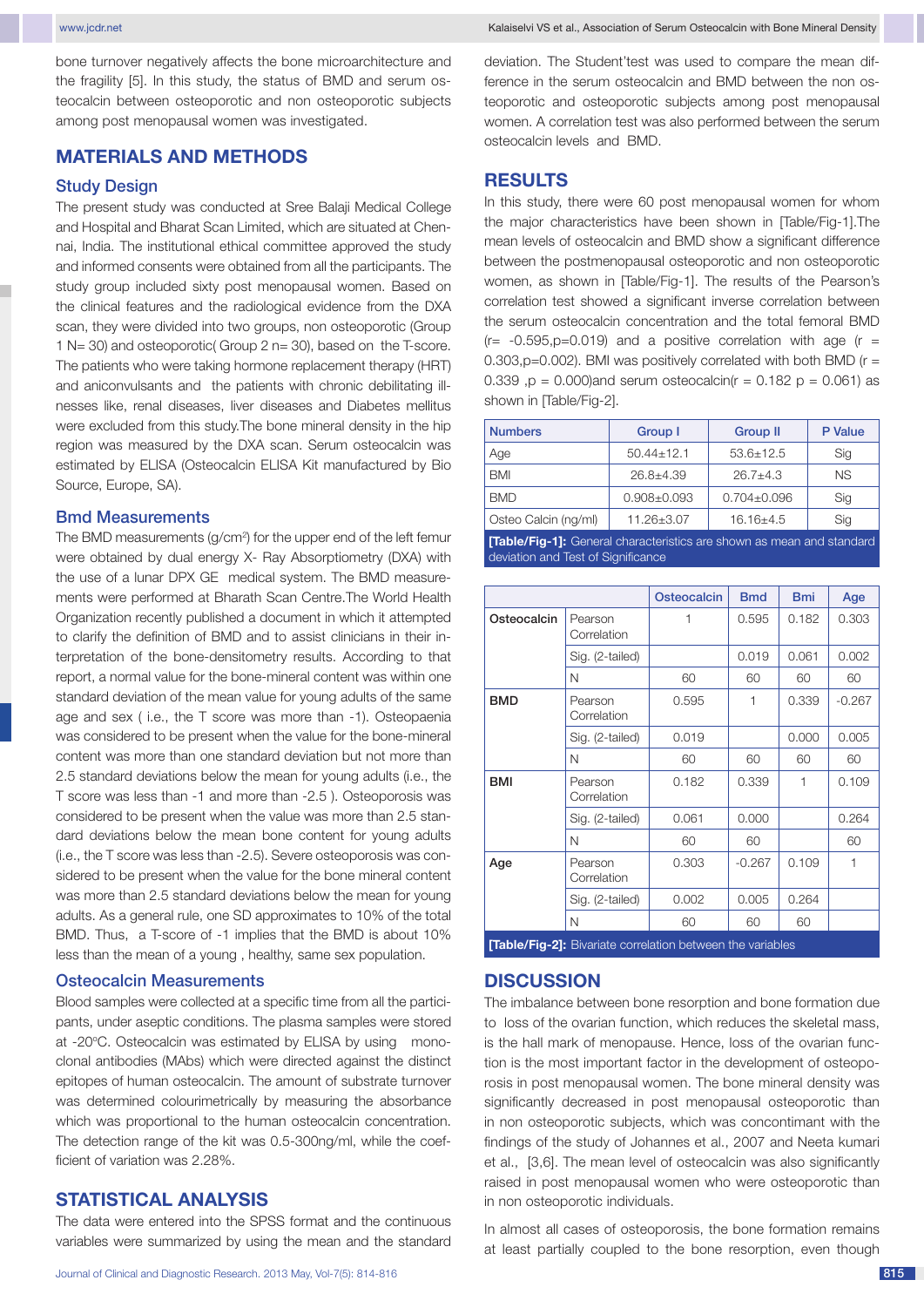bone turnover negatively affects the bone microarchitecture and the fragility [5]. In this study, the status of BMD and serum osteocalcin between osteoporotic and non osteoporotic subjects among post menopausal women was investigated.

## MATERIALS AND METHODS

### Study Design

The present study was conducted at Sree Balaji Medical College and Hospital and Bharat Scan Limited, which are situated at Chennai, India. The institutional ethical committee approved the study and informed consents were obtained from all the participants. The study group included sixty post menopausal women. Based on the clinical features and the radiological evidence from the DXA scan, they were divided into two groups, non osteoporotic (Group 1 N= 30) and osteoporotic( Group 2 n= 30), based on the T-score. The patients who were taking hormone replacement therapy (HRT) and aniconvulsants and the patients with chronic debilitating illnesses like, renal diseases, liver diseases and Diabetes mellitus were excluded from this study.The bone mineral density in the hip region was measured by the DXA scan. Serum osteocalcin was estimated by ELISA (Osteocalcin ELISA Kit manufactured by Bio Source, Europe, SA).

### Bmd Measurements

The BMD measurements (g/cm$^2$) for the upper end of the left femur were obtained by dual energy X- Ray Absorptiometry (DXA) with the use of a lunar DPX GE medical system. The BMD measurements were performed at Bharath Scan Centre.The World Health Organization recently published a document in which it attempted to clarify the definition of BMD and to assist clinicians in their interpretation of the bone-densitometry results. According to that report, a normal value for the bone-mineral content was within one standard deviation of the mean value for young adults of the same age and sex ( i.e., the T score was more than -1). Osteopaenia was considered to be present when the value for the bone-mineral content was more than one standard deviation but not more than 2.5 standard deviations below the mean for young adults (i.e., the T score was less than -1 and more than -2.5 ). Osteoporosis was considered to be present when the value was more than 2.5 standard deviations below the mean bone content for young adults (i.e., the T score was less than -2.5). Severe osteoporosis was considered to be present when the value for the bone mineral content was more than 2.5 standard deviations below the mean for young adults. As a general rule, one SD approximates to 10% of the total BMD. Thus, a T-score of -1 implies that the BMD is about 10% less than the mean of a young , healthy, same sex population.

### Osteocalcin Measurements

Blood samples were collected at a specific time from all the participants, under aseptic conditions. The plasma samples were stored at -20°C. Osteocalcin was estimated by ELISA by using monoclonal antibodies (MAbs) which were directed against the distinct epitopes of human osteocalcin. The amount of substrate turnover was determined colourimetrically by measuring the absorbance which was proportional to the human osteocalcin concentration. The detection range of the kit was 0.5-300ng/ml, while the coefficient of variation was 2.28%.

## STATISTICAL ANALYSIS

The data were entered into the SPSS format and the continuous variables were summarized by using the mean and the standard deviation. The Student'test was used to compare the mean difference in the serum osteocalcin and BMD between the non osteoporotic and osteoporotic subjects among post menopausal women. A correlation test was also performed between the serum osteocalcin levels and BMD.

## RESULTS

In this study, there were 60 post menopausal women for whom the major characteristics have been shown in [Table/Fig-1].The mean levels of osteocalcin and BMD show a significant difference between the postmenopausal osteoporotic and non osteoporotic women, as shown in [Table/Fig-1]. The results of the Pearson's correlation test showed a significant inverse correlation between the serum osteocalcin concentration and the total femoral BMD ($r= -0.595, p=0.019$) and a positive correlation with age ($r = 0.303, p=0.002$). BMI was positively correlated with both BMD ($r = 0.339$ ,$p = 0.000$)and serum osteocalcin($r = 0.182$ $p = 0.061$) as shown in [Table/Fig-2].

| Numbers | Group I | Group II | P Value |
|---|---|---|---|
| Age | 50.44±12.1 | 53.6±12.5 | Sig |
| BMI | 26.8±4.39 | 26.7±4.3 | NS |
| BMD | 0.908±0.093 | 0.704±0.096 | Sig |
| Osteo Calcin (ng/ml) | 11.26±3.07 | 16.16±4.5 | Sig |

**[Table/Fig-1]:** General characteristics are shown as mean and standard deviation and Test of Significance

| | | Osteocalcin | Bmd | Bmi | Age |
|---|---|---|---|---|---|
| **Osteocalcin** | Pearson Correlation | 1 | 0.595 | 0.182 | 0.303 |
| | Sig. (2-tailed) | | 0.019 | 0.061 | 0.002 |
| | N | 60 | 60 | 60 | 60 |
| **BMD** | Pearson Correlation | 0.595 | 1 | 0.339 | -0.267 |
| | Sig. (2-tailed) | 0.019 | | 0.000 | 0.005 |
| | N | 60 | 60 | 60 | 60 |
| **BMI** | Pearson Correlation | 0.182 | 0.339 | 1 | 0.109 |
| | Sig. (2-tailed) | 0.061 | 0.000 | | 0.264 |
| | N | 60 | 60 | | 60 |
| **Age** | Pearson Correlation | 0.303 | -0.267 | 0.109 | 1 |
| | Sig. (2-tailed) | 0.002 | 0.005 | 0.264 | |
| | N | 60 | 60 | 60 | |

**[Table/Fig-2]:** Bivariate correlation between the variables

## DISCUSSION

The imbalance between bone resorption and bone formation due to loss of the ovarian function, which reduces the skeletal mass, is the hall mark of menopause. Hence, loss of the ovarian function is the most important factor in the development of osteoporosis in post menopausal women. The bone mineral density was significantly decreased in post menopausal osteoporotic than in non osteoporotic subjects, which was concontimant with the findings of the study of Johannes et al., 2007 and Neeta kumari et al., [3,6]. The mean level of osteocalcin was also significantly raised in post menopausal women who were osteoporotic than in non osteoporotic individuals.

In almost all cases of osteoporosis, the bone formation remains at least partially coupled to the bone resorption, even though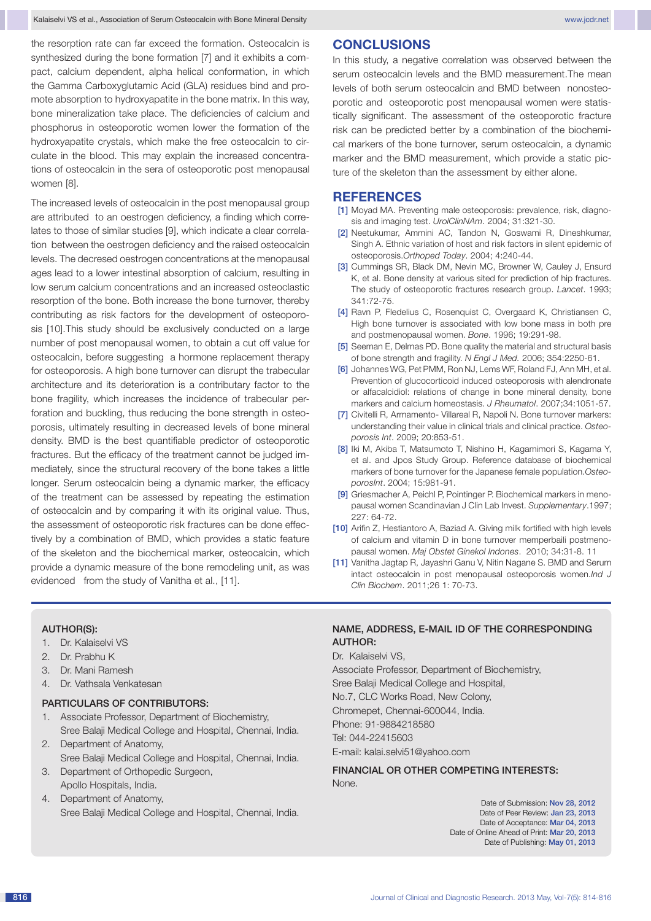the resorption rate can far exceed the formation. Osteocalcin is synthesized during the bone formation [7] and it exhibits a compact, calcium dependent, alpha helical conformation, in which the Gamma Carboxyglutamic Acid (GLA) residues bind and promote absorption to hydroxyapatite in the bone matrix. In this way, bone mineralization take place. The deficiencies of calcium and phosphorus in osteoporotic women lower the formation of the hydroxyapatite crystals, which make the free osteocalcin to circulate in the blood. This may explain the increased concentrations of osteocalcin in the sera of osteoporotic post menopausal women [8].

The increased levels of osteocalcin in the post menopausal group are attributed to an oestrogen deficiency, a finding which correlates to those of similar studies [9], which indicate a clear correlation between the oestrogen deficiency and the raised osteocalcin levels. The decresed oestrogen concentrations at the menopausal ages lead to a lower intestinal absorption of calcium, resulting in low serum calcium concentrations and an increased osteoclastic resorption of the bone. Both increase the bone turnover, thereby contributing as risk factors for the development of osteoporosis [10].This study should be exclusively conducted on a large number of post menopausal women, to obtain a cut off value for osteocalcin, before suggesting a hormone replacement therapy for osteoporosis. A high bone turnover can disrupt the trabecular architecture and its deterioration is a contributary factor to the bone fragility, which increases the incidence of trabecular perforation and buckling, thus reducing the bone strength in osteoporosis, ultimately resulting in decreased levels of bone mineral density. BMD is the best quantifiable predictor of osteoporotic fractures. But the efficacy of the treatment cannot be judged immediately, since the structural recovery of the bone takes a little longer. Serum osteocalcin being a dynamic marker, the efficacy of the treatment can be assessed by repeating the estimation of osteocalcin and by comparing it with its original value. Thus, the assessment of osteoporotic risk fractures can be done effectively by a combination of BMD, which provides a static feature of the skeleton and the biochemical marker, osteocalcin, which provide a dynamic measure of the bone remodeling unit, as was evidenced from the study of Vanitha et al., [11].

## CONCLUSIONS

In this study, a negative correlation was observed between the serum osteocalcin levels and the BMD measurement.The mean levels of both serum osteocalcin and BMD between nonosteoporotic and osteoporotic post menopausal women were statistically significant. The assessment of the osteoporotic fracture risk can be predicted better by a combination of the biochemical markers of the bone turnover, serum osteocalcin, a dynamic marker and the BMD measurement, which provide a static picture of the skeleton than the assessment by either alone.

## REFERENCES

[1] Moyad MA. Preventing male osteoporosis: prevalence, risk, diagnosis and imaging test. *UrolClinNAm*. 2004; 31:321-30.

[2] Neetukumar, Ammini AC, Tandon N, Goswami R, Dineshkumar, Singh A. Ethnic variation of host and risk factors in silent epidemic of osteoporosis.*Orthoped Today*. 2004; 4:240-44.

[3] Cummings SR, Black DM, Nevin MC, Browner W, Cauley J, Ensurd K, et al. Bone density at various sited for prediction of hip fractures. The study of osteoporotic fractures research group. *Lancet*. 1993; 341:72-75.

[4] Ravn P, Fledelius C, Rosenquist C, Overgaard K, Christiansen C, High bone turnover is associated with low bone mass in both pre and postmenopausal women. *Bone*. 1996; 19:291-98.

[5] Seeman E, Delmas PD. Bone quality the material and structural basis of bone strength and fragility. *N Engl J Med.* 2006; 354:2250-61.

[6] Johannes WG, Pet PMM, Ron NJ, Lems WF, Roland FJ, Ann MH, et al. Prevention of glucocorticoid induced osteoporosis with alendronate or alfacalcidiol: relations of change in bone mineral density, bone markers and calcium homeostasis. *J Rheumatol*. 2007;34:1051-57.

[7] Civitelli R, Armamento- Villareal R, Napoli N. Bone turnover markers: understanding their value in clinical trials and clinical practice. *Osteoporosis Int*. 2009; 20:853-51.

[8] Iki M, Akiba T, Matsumoto T, Nishino H, Kagamimori S, Kagama Y, et al. and Jpos Study Group. Reference database of biochemical markers of bone turnover for the Japanese female population.*OsteoporosInt*. 2004; 15:981-91.

[9] Griesmacher A, Peichl P, Pointinger P. Biochemical markers in menopausal women Scandinavian J Clin Lab Invest. *Supplementary*.1997; 227: 64-72.

[10] Arifin Z, Hestiantoro A, Baziad A. Giving milk fortified with high levels of calcium and vitamin D in bone turnover memperbaili postmenopausal women. *Maj Obstet Ginekol Indones*. 2010; 34:31-8. 11

[11] Vanitha Jagtap R, Jayashri Ganu V, Nitin Nagane S. BMD and Serum intact osteocalcin in post menopausal osteoporosis women.*Ind J Clin Biochem*. 2011;26 1: 70-73.

---

**AUTHOR(S):**

1. Dr. Kalaiselvi VS
2. Dr. Prabhu K
3. Dr. Mani Ramesh
4. Dr. Vathsala Venkatesan

**PARTICULARS OF CONTRIBUTORS:**

1. Associate Professor, Department of Biochemistry, Sree Balaji Medical College and Hospital, Chennai, India.
2. Department of Anatomy, Sree Balaji Medical College and Hospital, Chennai, India.
3. Department of Orthopedic Surgeon, Apollo Hospitals, India.
4. Department of Anatomy, Sree Balaji Medical College and Hospital, Chennai, India.

**NAME, ADDRESS, E-MAIL ID OF THE CORRESPONDING AUTHOR:**

Dr. Kalaiselvi VS,
Associate Professor, Department of Biochemistry,
Sree Balaji Medical College and Hospital,
No.7, CLC Works Road, New Colony,
Chromepet, Chennai-600044, India.
Phone: 91-9884218580
Tel: 044-22415603
E-mail: kalai.selvi51@yahoo.com

**FINANCIAL OR OTHER COMPETING INTERESTS:**
None.

Date of Submission: Nov 28, 2012
Date of Peer Review: Jan 23, 2013
Date of Acceptance: Mar 04, 2013
Date of Online Ahead of Print: Mar 20, 2013
Date of Publishing: May 01, 2013